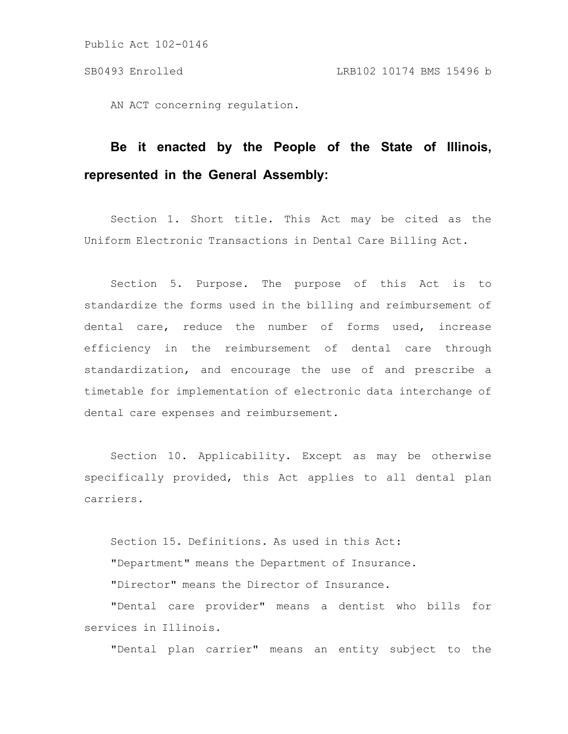Public Act 102-0146

SB0493 Enrolled LRB102 10174 BMS 15496 b

AN ACT concerning regulation.

**Be it enacted by the People of the State of Illinois, represented in the General Assembly:**

Section 1. Short title. This Act may be cited as the Uniform Electronic Transactions in Dental Care Billing Act.

Section 5. Purpose. The purpose of this Act is to standardize the forms used in the billing and reimbursement of dental care, reduce the number of forms used, increase efficiency in the reimbursement of dental care through standardization, and encourage the use of and prescribe a timetable for implementation of electronic data interchange of dental care expenses and reimbursement.

Section 10. Applicability. Except as may be otherwise specifically provided, this Act applies to all dental plan carriers.

Section 15. Definitions. As used in this Act:

"Department" means the Department of Insurance.

"Director" means the Director of Insurance.

"Dental care provider" means a dentist who bills for services in Illinois.

"Dental plan carrier" means an entity subject to the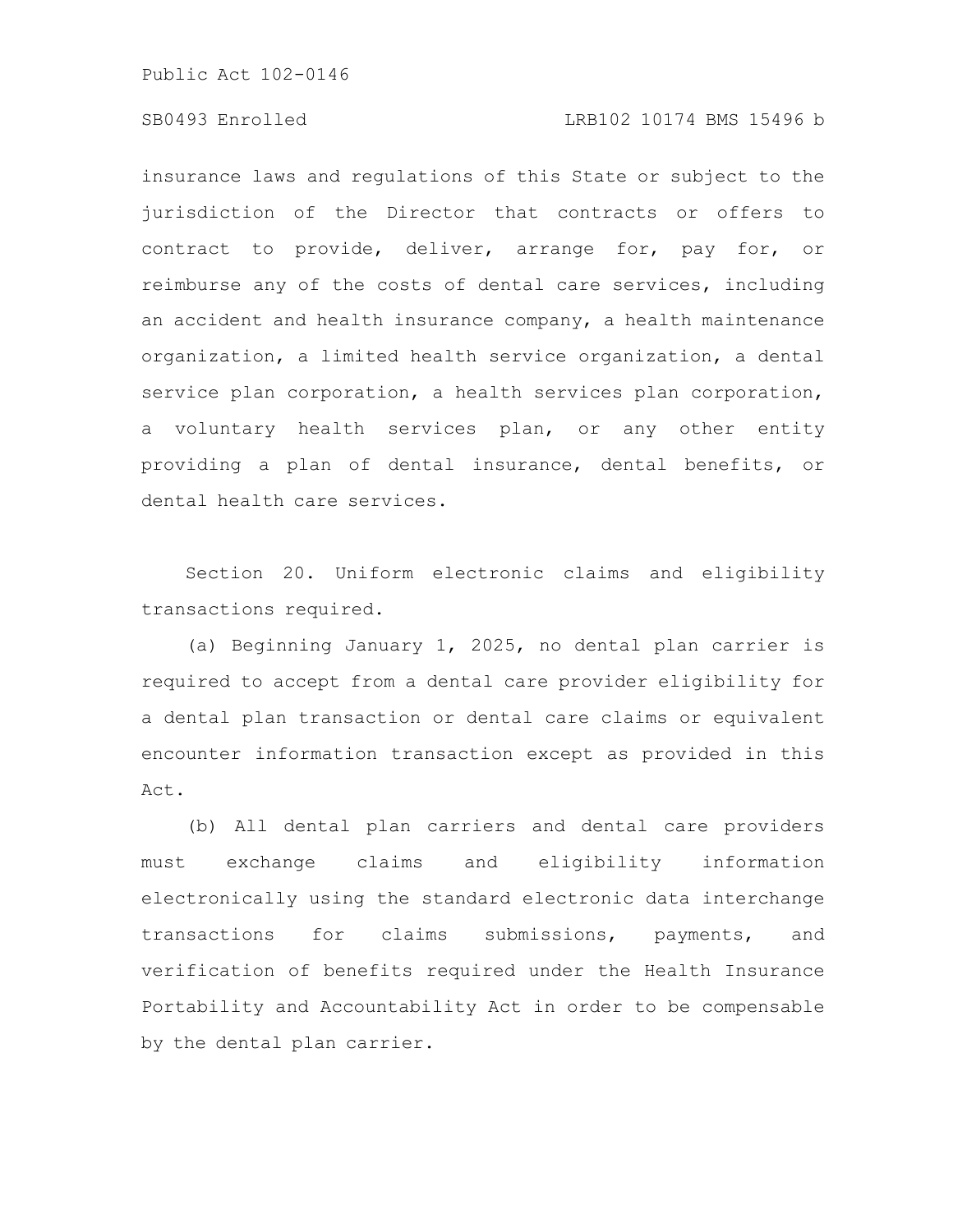insurance laws and regulations of this State or subject to the jurisdiction of the Director that contracts or offers to contract to provide, deliver, arrange for, pay for, or reimburse any of the costs of dental care services, including an accident and health insurance company, a health maintenance organization, a limited health service organization, a dental service plan corporation, a health services plan corporation, a voluntary health services plan, or any other entity providing a plan of dental insurance, dental benefits, or dental health care services.

Section 20. Uniform electronic claims and eligibility transactions required.

(a) Beginning January 1, 2025, no dental plan carrier is required to accept from a dental care provider eligibility for a dental plan transaction or dental care claims or equivalent encounter information transaction except as provided in this Act.

(b) All dental plan carriers and dental care providers must exchange claims and eligibility information electronically using the standard electronic data interchange transactions for claims submissions, payments, and verification of benefits required under the Health Insurance Portability and Accountability Act in order to be compensable by the dental plan carrier.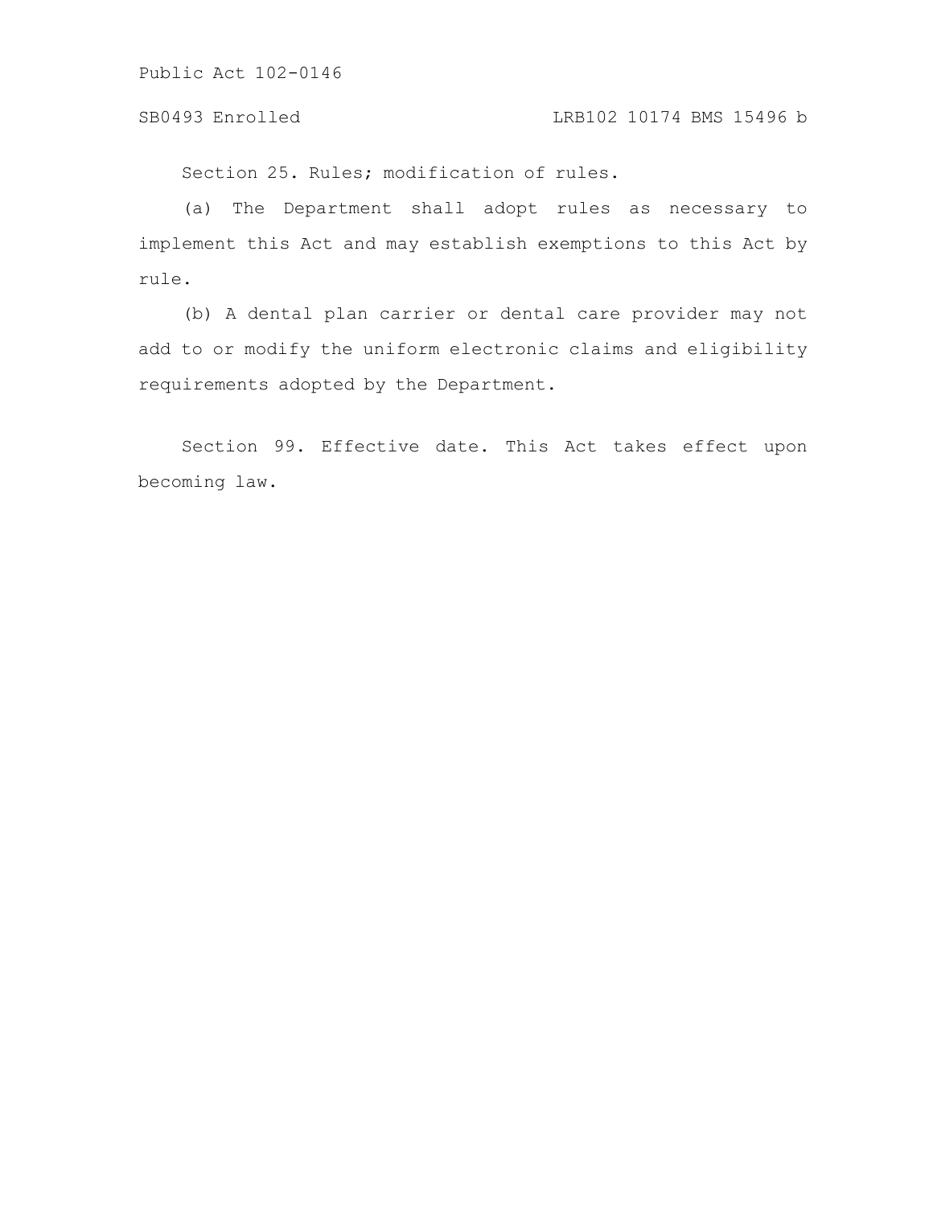Section 25. Rules; modification of rules.

(a) The Department shall adopt rules as necessary to implement this Act and may establish exemptions to this Act by rule.

(b) A dental plan carrier or dental care provider may not add to or modify the uniform electronic claims and eligibility requirements adopted by the Department.

Section 99. Effective date. This Act takes effect upon becoming law.